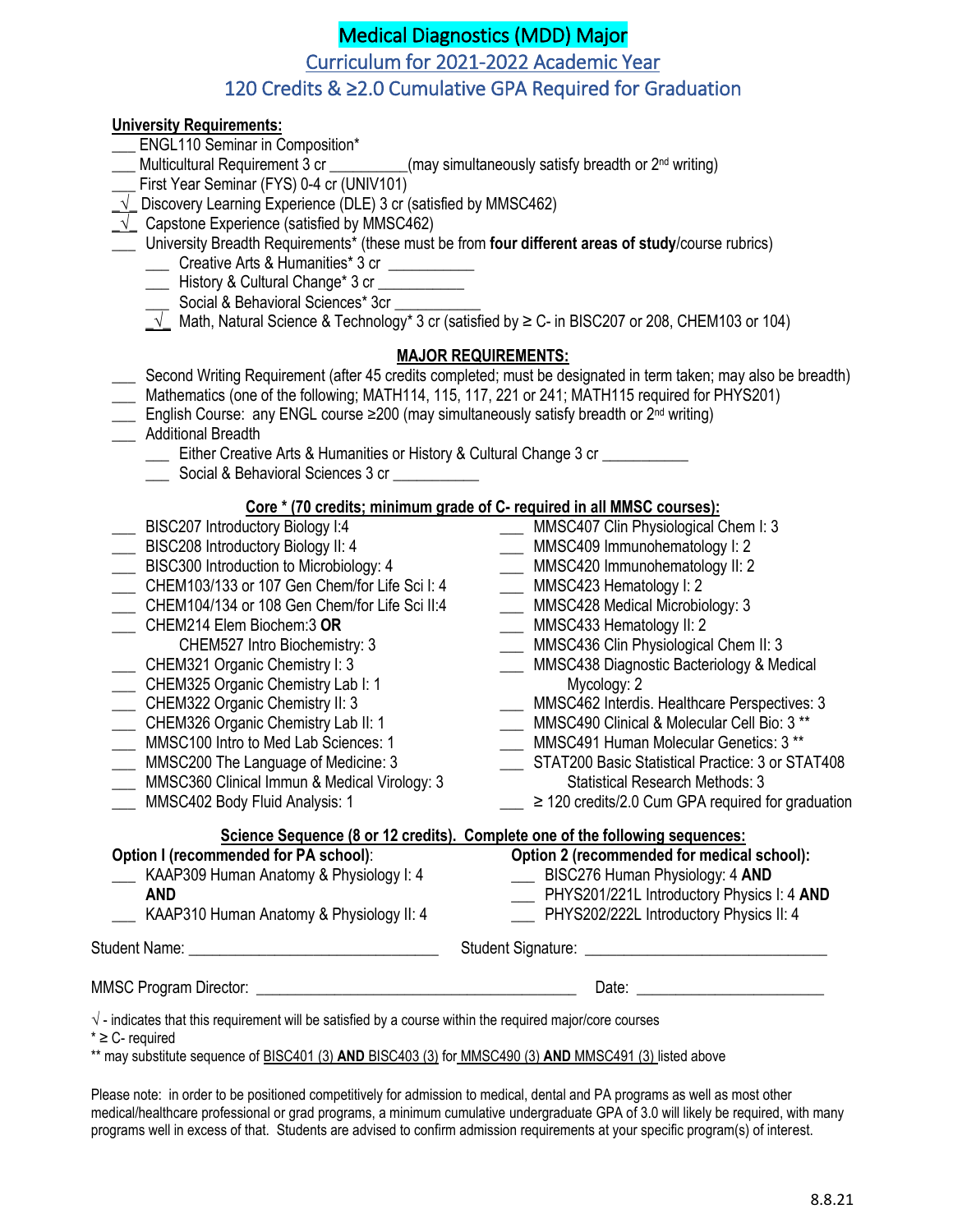# Medical Diagnostics (MDD) Major

## Curriculum for 2021-2022 Academic Year

## 120 Credits & ≥2.0 Cumulative GPA Required for Graduation

**University Requirements:**

- ___ ENGL110 Seminar in Composition*
- ___ Multicultural Requirement 3 cr _________(may simultaneously satisfy breadth or 2nd writing)
- ___ First Year Seminar (FYS) 0-4 cr (UNIV101)
- _√_ Discovery Learning Experience (DLE) 3 cr (satisfied by MMSC462)
- _√_ Capstone Experience (satisfied by MMSC462)
- ___ University Breadth Requirements* (these must be from **four different areas of study**/course rubrics)
  - ___ Creative Arts & Humanities* 3 cr __________
  - ___ History & Cultural Change* 3 cr __________
  - ___ Social & Behavioral Sciences* 3cr __________
  - _√_ Math, Natural Science & Technology* 3 cr (satisfied by ≥ C- in BISC207 or 208, CHEM103 or 104)

**MAJOR REQUIREMENTS:**

- ___ Second Writing Requirement (after 45 credits completed; must be designated in term taken; may also be breadth)
- ___ Mathematics (one of the following; MATH114, 115, 117, 221 or 241; MATH115 required for PHYS201)
- ___ English Course: any ENGL course ≥200 (may simultaneously satisfy breadth or 2nd writing)
- ___ Additional Breadth
  - ___ Either Creative Arts & Humanities or History & Cultural Change 3 cr __________
  - ___ Social & Behavioral Sciences 3 cr __________

**Core * (70 credits; minimum grade of C- required in all MMSC courses):**

- ___ BISC207 Introductory Biology I:4
- ___ BISC208 Introductory Biology II: 4
- ___ BISC300 Introduction to Microbiology: 4
- ___ CHEM103/133 or 107 Gen Chem/for Life Sci I: 4
- ___ CHEM104/134 or 108 Gen Chem/for Life Sci II:4
- ___ CHEM214 Elem Biochem:3 **OR** CHEM527 Intro Biochemistry: 3
- ___ CHEM321 Organic Chemistry I: 3
- ___ CHEM325 Organic Chemistry Lab I: 1
- ___ CHEM322 Organic Chemistry II: 3
- ___ CHEM326 Organic Chemistry Lab II: 1
- ___ MMSC100 Intro to Med Lab Sciences: 1
- ___ MMSC200 The Language of Medicine: 3
- ___ MMSC360 Clinical Immun & Medical Virology: 3
- ___ MMSC402 Body Fluid Analysis: 1
- ___ MMSC407 Clin Physiological Chem I: 3
- ___ MMSC409 Immunohematology I: 2
- ___ MMSC420 Immunohematology II: 2
- ___ MMSC423 Hematology I: 2
- ___ MMSC428 Medical Microbiology: 3
- ___ MMSC433 Hematology II: 2
- ___ MMSC436 Clin Physiological Chem II: 3
- ___ MMSC438 Diagnostic Bacteriology & Medical Mycology: 2
- ___ MMSC462 Interdis. Healthcare Perspectives: 3
- ___ MMSC490 Clinical & Molecular Cell Bio: 3 **
- ___ MMSC491 Human Molecular Genetics: 3 **
- ___ STAT200 Basic Statistical Practice: 3 or STAT408 Statistical Research Methods: 3
- ___ ≥ 120 credits/2.0 Cum GPA required for graduation

**Science Sequence (8 or 12 credits). Complete one of the following sequences:**

**Option I (recommended for PA school):**

- ___ KAAP309 Human Anatomy & Physiology I: 4

**AND**

- ___ KAAP310 Human Anatomy & Physiology II: 4

**Option 2 (recommended for medical school):**

- ___ BISC276 Human Physiology: 4 **AND**
- ___ PHYS201/221L Introductory Physics I: 4 **AND**
- ___ PHYS202/222L Introductory Physics II: 4

Student Name: ______________________________ Student Signature: ______________________________

MMSC Program Director: ______________________________________ Date: ______________________

√ - indicates that this requirement will be satisfied by a course within the required major/core courses

\* ≥ C- required

** may substitute sequence of BISC401 (3) **AND** BISC403 (3) for MMSC490 (3) **AND** MMSC491 (3) listed above

Please note: in order to be positioned competitively for admission to medical, dental and PA programs as well as most other medical/healthcare professional or grad programs, a minimum cumulative undergraduate GPA of 3.0 will likely be required, with many programs well in excess of that. Students are advised to confirm admission requirements at your specific program(s) of interest.

8.8.21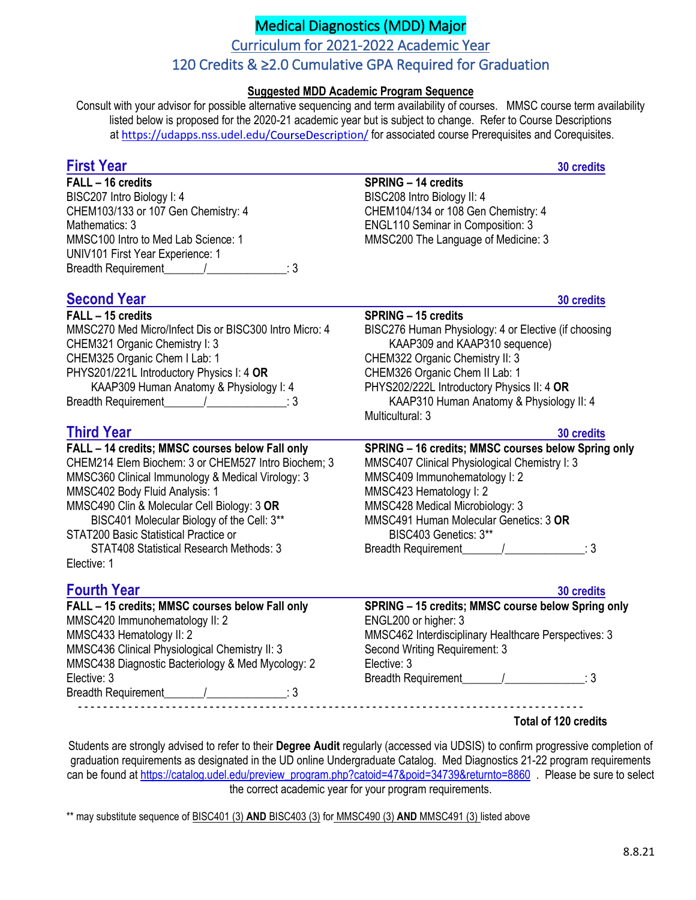# Medical Diagnostics (MDD) Major

## Curriculum for 2021-2022 Academic Year

## 120 Credits & ≥2.0 Cumulative GPA Required for Graduation

**Suggested MDD Academic Program Sequence**

Consult with your advisor for possible alternative sequencing and term availability of courses. MMSC course term availability listed below is proposed for the 2020-21 academic year but is subject to change. Refer to Course Descriptions at https://udapps.nss.udel.edu/CourseDescription/ for associated course Prerequisites and Corequisites.

### First Year — 30 credits

**FALL – 16 credits**
- BISC207 Intro Biology I: 4
- CHEM103/133 or 107 Gen Chemistry: 4
- Mathematics: 3
- MMSC100 Intro to Med Lab Science: 1
- UNIV101 First Year Experience: 1
- Breadth Requirement_______/______________: 3

**SPRING – 14 credits**
- BISC208 Intro Biology II: 4
- CHEM104/134 or 108 Gen Chemistry: 4
- ENGL110 Seminar in Composition: 3
- MMSC200 The Language of Medicine: 3

### Second Year — 30 credits

**FALL – 15 credits**
- MMSC270 Med Micro/Infect Dis or BISC300 Intro Micro: 4
- CHEM321 Organic Chemistry I: 3
- CHEM325 Organic Chem I Lab: 1
- PHYS201/221L Introductory Physics I: 4 **OR**
  KAAP309 Human Anatomy & Physiology I: 4
- Breadth Requirement_______/______________: 3

**SPRING – 15 credits**
- BISC276 Human Physiology: 4 or Elective (if choosing KAAP309 and KAAP310 sequence)
- CHEM322 Organic Chemistry II: 3
- CHEM326 Organic Chem II Lab: 1
- PHYS202/222L Introductory Physics II: 4 **OR**
  KAAP310 Human Anatomy & Physiology II: 4
- Multicultural: 3

### Third Year — 30 credits

**FALL – 14 credits; MMSC courses below Fall only**
- CHEM214 Elem Biochem: 3 or CHEM527 Intro Biochem; 3
- MMSC360 Clinical Immunology & Medical Virology: 3
- MMSC402 Body Fluid Analysis: 1
- MMSC490 Clin & Molecular Cell Biology: 3 **OR**
  BISC401 Molecular Biology of the Cell: 3**
- STAT200 Basic Statistical Practice or
  STAT408 Statistical Research Methods: 3
- Elective: 1

**SPRING – 16 credits; MMSC courses below Spring only**
- MMSC407 Clinical Physiological Chemistry I: 3
- MMSC409 Immunohematology I: 2
- MMSC423 Hematology I: 2
- MMSC428 Medical Microbiology: 3
- MMSC491 Human Molecular Genetics: 3 **OR**
  BISC403 Genetics: 3**
- Breadth Requirement_______/______________: 3

### Fourth Year — 30 credits

**FALL – 15 credits; MMSC courses below Fall only**
- MMSC420 Immunohematology II: 2
- MMSC433 Hematology II: 2
- MMSC436 Clinical Physiological Chemistry II: 3
- MMSC438 Diagnostic Bacteriology & Med Mycology: 2
- Elective: 3
- Breadth Requirement_______/______________: 3

**SPRING – 15 credits; MMSC course below Spring only**
- ENGL200 or higher: 3
- MMSC462 Interdisciplinary Healthcare Perspectives: 3
- Second Writing Requirement: 3
- Elective: 3
- Breadth Requirement_______/______________: 3

---

**Total of 120 credits**

Students are strongly advised to refer to their **Degree Audit** regularly (accessed via UDSIS) to confirm progressive completion of graduation requirements as designated in the UD online Undergraduate Catalog. Med Diagnostics 21-22 program requirements can be found at https://catalog.udel.edu/preview_program.php?catoid=47&poid=34739&returnto=8860 . Please be sure to select the correct academic year for your program requirements.

** may substitute sequence of BISC401 (3) **AND** BISC403 (3) for MMSC490 (3) **AND** MMSC491 (3) listed above

8.8.21